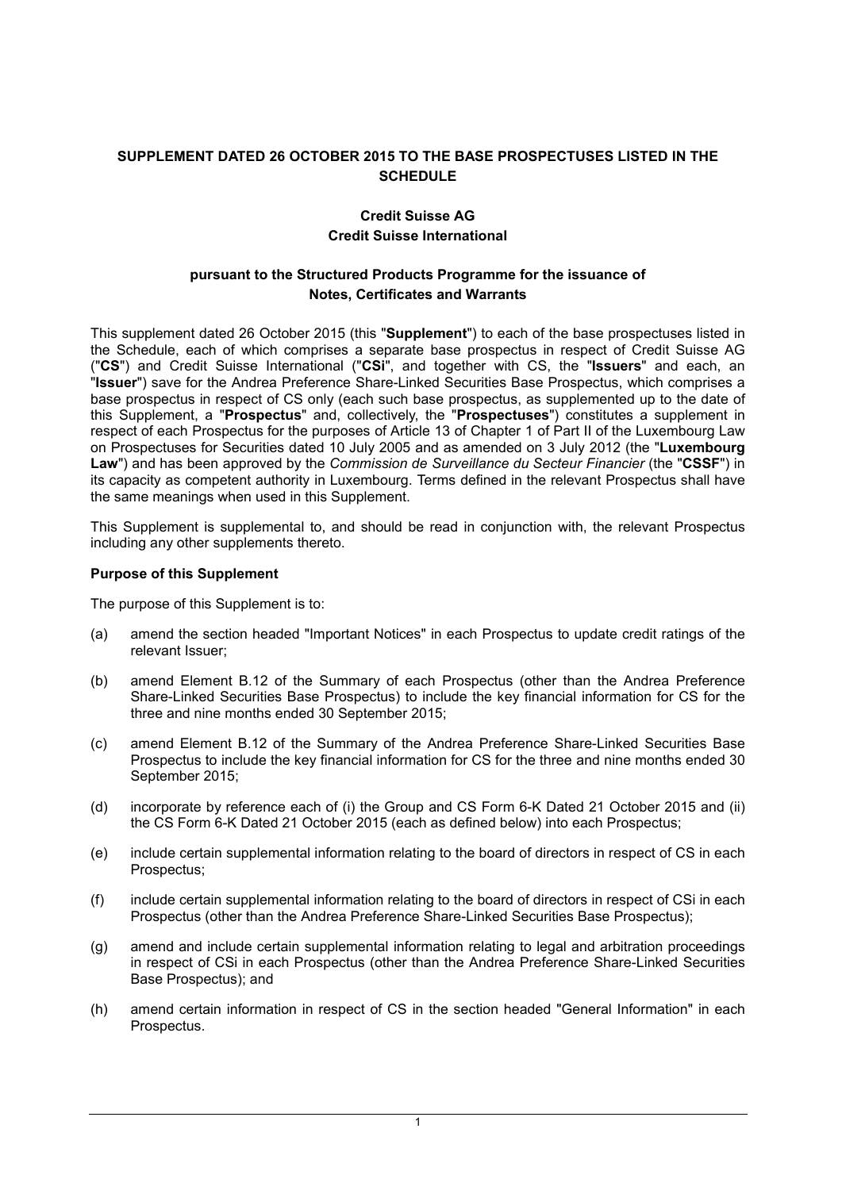**SUPPLEMENT DATED 26 OCTOBER 2015 TO THE BASE PROSPECTUSES LISTED IN THE SCHEDULE**

**Credit Suisse AG**
**Credit Suisse International**

**pursuant to the Structured Products Programme for the issuance of Notes, Certificates and Warrants**

This supplement dated 26 October 2015 (this "**Supplement**") to each of the base prospectuses listed in the Schedule, each of which comprises a separate base prospectus in respect of Credit Suisse AG ("**CS**") and Credit Suisse International ("**CSi**", and together with CS, the "**Issuers**" and each, an "**Issuer**") save for the Andrea Preference Share-Linked Securities Base Prospectus, which comprises a base prospectus in respect of CS only (each such base prospectus, as supplemented up to the date of this Supplement, a "**Prospectus**" and, collectively, the "**Prospectuses**") constitutes a supplement in respect of each Prospectus for the purposes of Article 13 of Chapter 1 of Part II of the Luxembourg Law on Prospectuses for Securities dated 10 July 2005 and as amended on 3 July 2012 (the "**Luxembourg Law**") and has been approved by the *Commission de Surveillance du Secteur Financier* (the "**CSSF**") in its capacity as competent authority in Luxembourg. Terms defined in the relevant Prospectus shall have the same meanings when used in this Supplement.

This Supplement is supplemental to, and should be read in conjunction with, the relevant Prospectus including any other supplements thereto.

**Purpose of this Supplement**

The purpose of this Supplement is to:

(a) amend the section headed "Important Notices" in each Prospectus to update credit ratings of the relevant Issuer;

(b) amend Element B.12 of the Summary of each Prospectus (other than the Andrea Preference Share-Linked Securities Base Prospectus) to include the key financial information for CS for the three and nine months ended 30 September 2015;

(c) amend Element B.12 of the Summary of the Andrea Preference Share-Linked Securities Base Prospectus to include the key financial information for CS for the three and nine months ended 30 September 2015;

(d) incorporate by reference each of (i) the Group and CS Form 6-K Dated 21 October 2015 and (ii) the CS Form 6-K Dated 21 October 2015 (each as defined below) into each Prospectus;

(e) include certain supplemental information relating to the board of directors in respect of CS in each Prospectus;

(f) include certain supplemental information relating to the board of directors in respect of CSi in each Prospectus (other than the Andrea Preference Share-Linked Securities Base Prospectus);

(g) amend and include certain supplemental information relating to legal and arbitration proceedings in respect of CSi in each Prospectus (other than the Andrea Preference Share-Linked Securities Base Prospectus); and

(h) amend certain information in respect of CS in the section headed "General Information" in each Prospectus.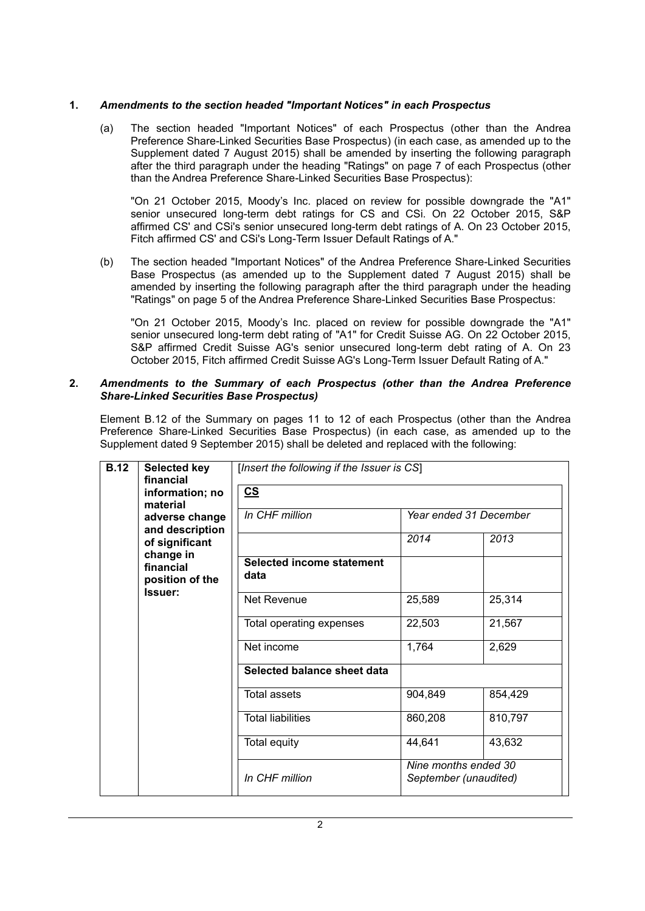**1.** ***Amendments to the section headed "Important Notices" in each Prospectus***

(a) The section headed "Important Notices" of each Prospectus (other than the Andrea Preference Share-Linked Securities Base Prospectus) (in each case, as amended up to the Supplement dated 7 August 2015) shall be amended by inserting the following paragraph after the third paragraph under the heading "Ratings" on page 7 of each Prospectus (other than the Andrea Preference Share-Linked Securities Base Prospectus):

"On 21 October 2015, Moody's Inc. placed on review for possible downgrade the "A1" senior unsecured long-term debt ratings for CS and CSi. On 22 October 2015, S&P affirmed CS' and CSi's senior unsecured long-term debt ratings of A. On 23 October 2015, Fitch affirmed CS' and CSi's Long-Term Issuer Default Ratings of A."

(b) The section headed "Important Notices" of the Andrea Preference Share-Linked Securities Base Prospectus (as amended up to the Supplement dated 7 August 2015) shall be amended by inserting the following paragraph after the third paragraph under the heading "Ratings" on page 5 of the Andrea Preference Share-Linked Securities Base Prospectus:

"On 21 October 2015, Moody's Inc. placed on review for possible downgrade the "A1" senior unsecured long-term debt rating of "A1" for Credit Suisse AG. On 22 October 2015, S&P affirmed Credit Suisse AG's senior unsecured long-term debt rating of A. On 23 October 2015, Fitch affirmed Credit Suisse AG's Long-Term Issuer Default Rating of A."

**2.** ***Amendments to the Summary of each Prospectus (other than the Andrea Preference Share-Linked Securities Base Prospectus)***

Element B.12 of the Summary on pages 11 to 12 of each Prospectus (other than the Andrea Preference Share-Linked Securities Base Prospectus) (in each case, as amended up to the Supplement dated 9 September 2015) shall be deleted and replaced with the following:

| **B.12** | **Selected key financial information; no material adverse change and description of significant change in financial position of the Issuer:** | [*Insert the following if the Issuer is CS*] | | |
|---|---|---|---|---|
| | | **CS** | | |
| | | *In CHF million* | *Year ended 31 December* | |
| | | | *2014* | *2013* |
| | | **Selected income statement data** | | |
| | | Net Revenue | 25,589 | 25,314 |
| | | Total operating expenses | 22,503 | 21,567 |
| | | Net income | 1,764 | 2,629 |
| | | **Selected balance sheet data** | | |
| | | Total assets | 904,849 | 854,429 |
| | | Total liabilities | 860,208 | 810,797 |
| | | Total equity | 44,641 | 43,632 |
| | | *In CHF million* | *Nine months ended 30 September (unaudited)* | |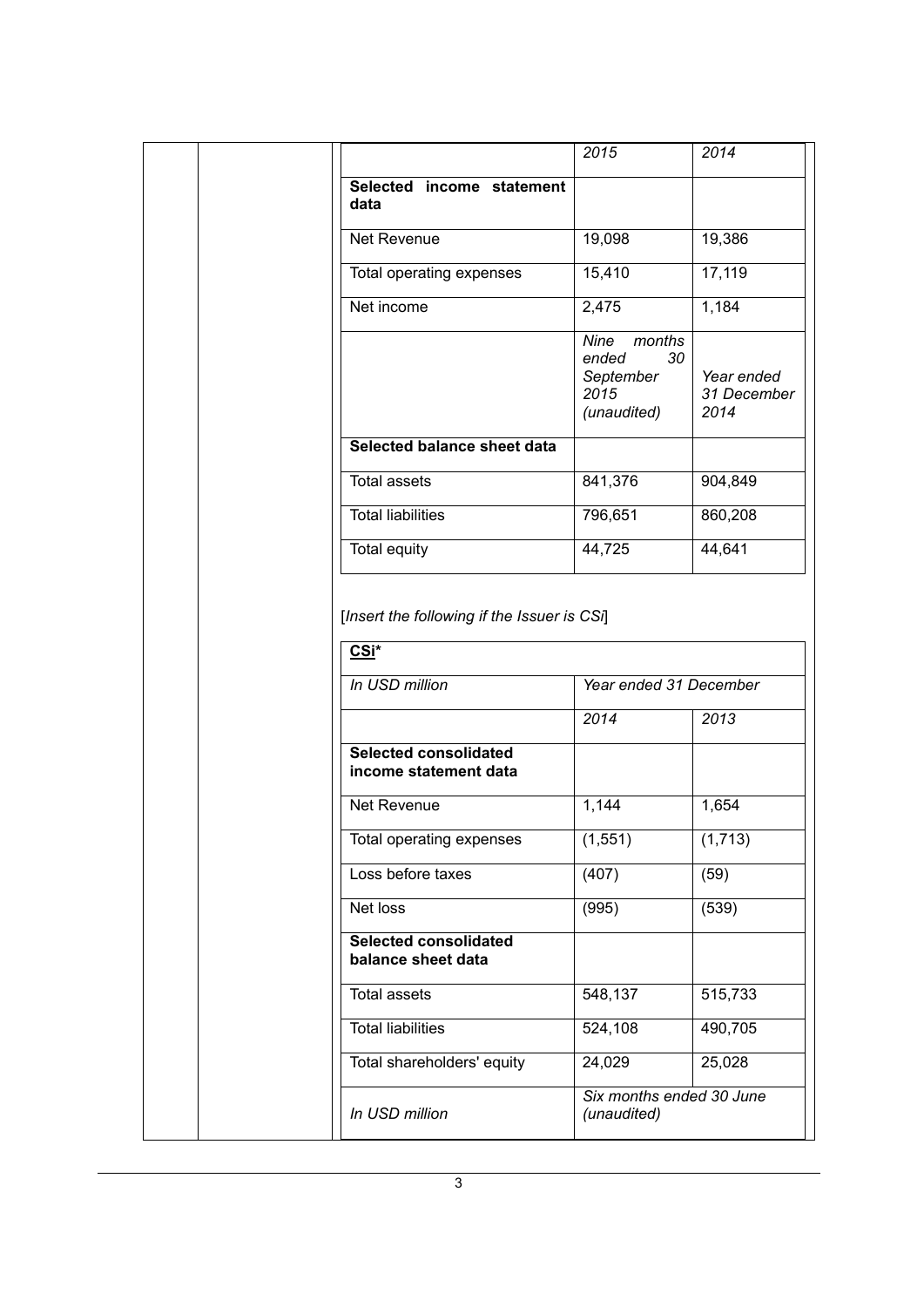| | 2015 | 2014 |
|---|---|---|
| **Selected income statement data** | | |
| Net Revenue | 19,098 | 19,386 |
| Total operating expenses | 15,410 | 17,119 |
| Net income | 2,475 | 1,184 |
| | *Nine months ended 30 September 2015 (unaudited)* | *Year ended 31 December 2014* |
| **Selected balance sheet data** | | |
| Total assets | 841,376 | 904,849 |
| Total liabilities | 796,651 | 860,208 |
| Total equity | 44,725 | 44,641 |

[*Insert the following if the Issuer is CSi*]

| **<u>CSi</u>*** | | |
|---|---|---|
| *In USD million* | *Year ended 31 December* | |
| | *2014* | *2013* |
| **Selected consolidated income statement data** | | |
| Net Revenue | 1,144 | 1,654 |
| Total operating expenses | (1,551) | (1,713) |
| Loss before taxes | (407) | (59) |
| Net loss | (995) | (539) |
| **Selected consolidated balance sheet data** | | |
| Total assets | 548,137 | 515,733 |
| Total liabilities | 524,108 | 490,705 |
| Total shareholders' equity | 24,029 | 25,028 |
| *In USD million* | *Six months ended 30 June (unaudited)* | |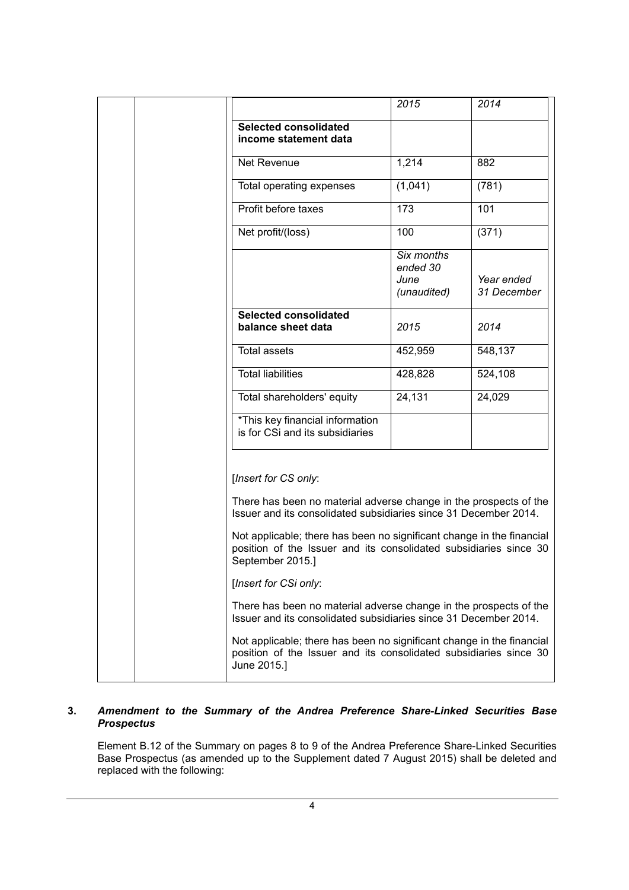| | 2015 | 2014 |
|---|---|---|
| **Selected consolidated income statement data** | | |
| Net Revenue | 1,214 | 882 |
| Total operating expenses | (1,041) | (781) |
| Profit before taxes | 173 | 101 |
| Net profit/(loss) | 100 | (371) |
| | *Six months ended 30 June (unaudited)* | *Year ended 31 December* |
| **Selected consolidated balance sheet data** | *2015* | *2014* |
| Total assets | 452,959 | 548,137 |
| Total liabilities | 428,828 | 524,108 |
| Total shareholders' equity | 24,131 | 24,029 |
| *This key financial information is for CSi and its subsidiaries | | |

[*Insert for CS only*:

There has been no material adverse change in the prospects of the Issuer and its consolidated subsidiaries since 31 December 2014.

Not applicable; there has been no significant change in the financial position of the Issuer and its consolidated subsidiaries since 30 September 2015.]

[*Insert for CSi only*:

There has been no material adverse change in the prospects of the Issuer and its consolidated subsidiaries since 31 December 2014.

Not applicable; there has been no significant change in the financial position of the Issuer and its consolidated subsidiaries since 30 June 2015.]

**3. *Amendment to the Summary of the Andrea Preference Share-Linked Securities Base Prospectus***

Element B.12 of the Summary on pages 8 to 9 of the Andrea Preference Share-Linked Securities Base Prospectus (as amended up to the Supplement dated 7 August 2015) shall be deleted and replaced with the following: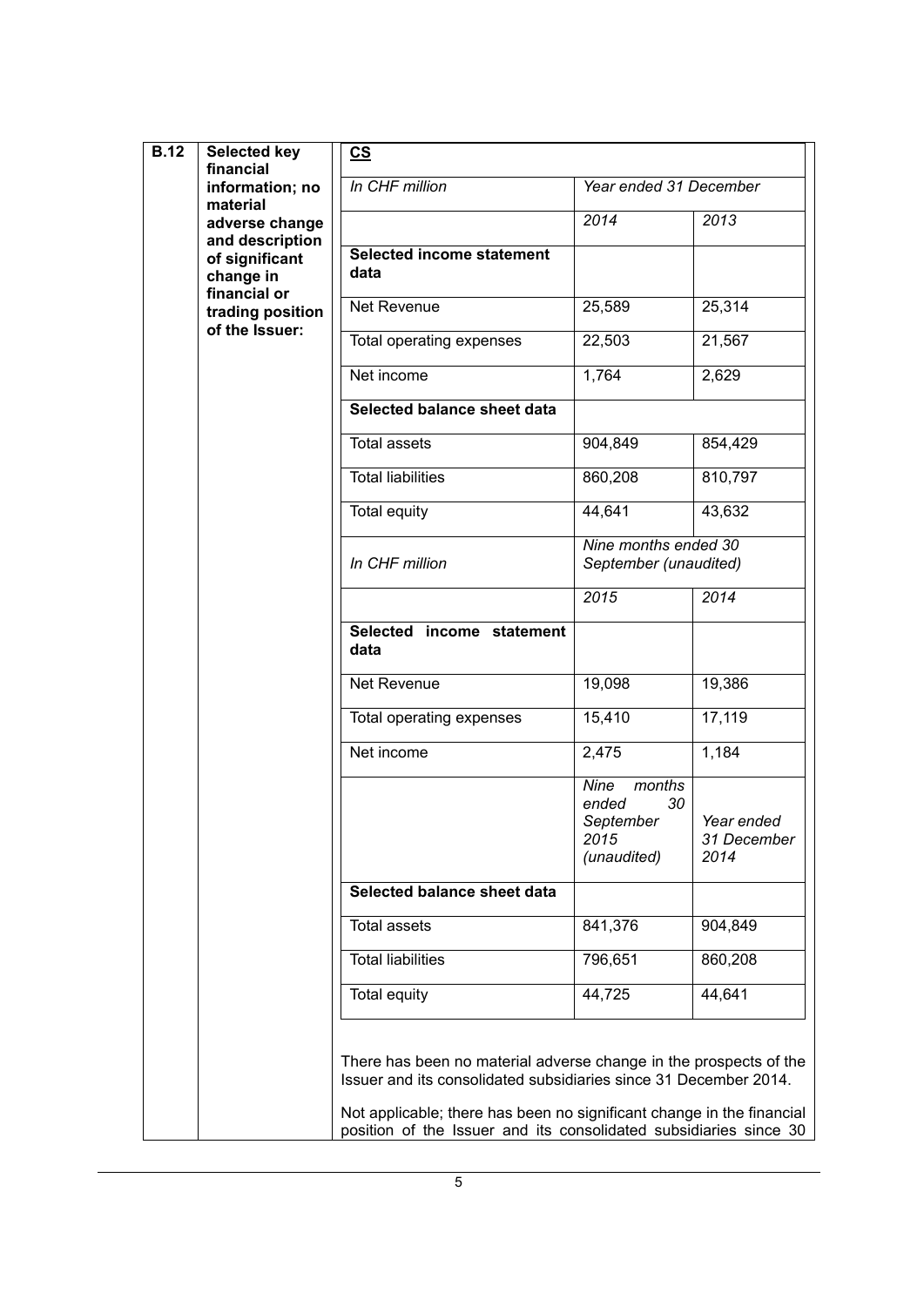| B.12 | Selected key financial information; no material adverse change and description of significant change in financial or trading position of the Issuer: | **CS** | | |
|---|---|---|---|---|
| | | *In CHF million* | *Year ended 31 December* | |
| | | | *2014* | *2013* |
| | | **Selected income statement data** | | |
| | | Net Revenue | 25,589 | 25,314 |
| | | Total operating expenses | 22,503 | 21,567 |
| | | Net income | 1,764 | 2,629 |
| | | **Selected balance sheet data** | | |
| | | Total assets | 904,849 | 854,429 |
| | | Total liabilities | 860,208 | 810,797 |
| | | Total equity | 44,641 | 43,632 |
| | | *In CHF million* | *Nine months ended 30 September (unaudited)* | |
| | | | *2015* | *2014* |
| | | **Selected income statement data** | | |
| | | Net Revenue | 19,098 | 19,386 |
| | | Total operating expenses | 15,410 | 17,119 |
| | | Net income | 2,475 | 1,184 |
| | | | *Nine months ended 30 September 2015 (unaudited)* | *Year ended 31 December 2014* |
| | | **Selected balance sheet data** | | |
| | | Total assets | 841,376 | 904,849 |
| | | Total liabilities | 796,651 | 860,208 |
| | | Total equity | 44,725 | 44,641 |

There has been no material adverse change in the prospects of the Issuer and its consolidated subsidiaries since 31 December 2014.

Not applicable; there has been no significant change in the financial position of the Issuer and its consolidated subsidiaries since 30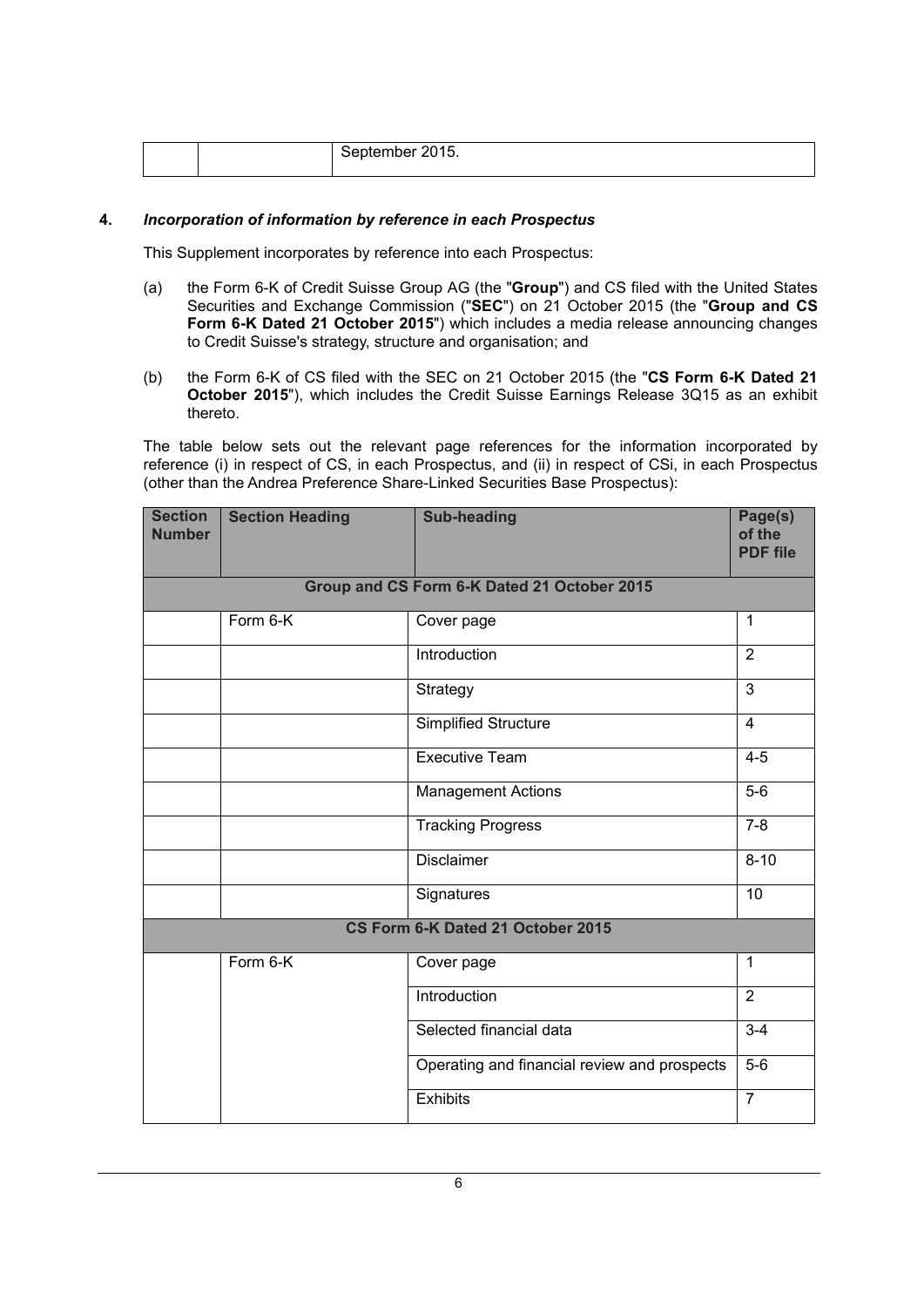| | | September 2015. |
|---|---|---|

**4.** ***Incorporation of information by reference in each Prospectus***

This Supplement incorporates by reference into each Prospectus:

(a) the Form 6-K of Credit Suisse Group AG (the "**Group**") and CS filed with the United States Securities and Exchange Commission ("**SEC**") on 21 October 2015 (the "**Group and CS Form 6-K Dated 21 October 2015**") which includes a media release announcing changes to Credit Suisse's strategy, structure and organisation; and

(b) the Form 6-K of CS filed with the SEC on 21 October 2015 (the "**CS Form 6-K Dated 21 October 2015**"), which includes the Credit Suisse Earnings Release 3Q15 as an exhibit thereto.

The table below sets out the relevant page references for the information incorporated by reference (i) in respect of CS, in each Prospectus, and (ii) in respect of CSi, in each Prospectus (other than the Andrea Preference Share-Linked Securities Base Prospectus):

| Section Number | Section Heading | Sub-heading | Page(s) of the PDF file |
|---|---|---|---|
| **Group and CS Form 6-K Dated 21 October 2015** | | | |
| | Form 6-K | Cover page | 1 |
| | | Introduction | 2 |
| | | Strategy | 3 |
| | | Simplified Structure | 4 |
| | | Executive Team | 4-5 |
| | | Management Actions | 5-6 |
| | | Tracking Progress | 7-8 |
| | | Disclaimer | 8-10 |
| | | Signatures | 10 |
| **CS Form 6-K Dated 21 October 2015** | | | |
| | Form 6-K | Cover page | 1 |
| | | Introduction | 2 |
| | | Selected financial data | 3-4 |
| | | Operating and financial review and prospects | 5-6 |
| | | Exhibits | 7 |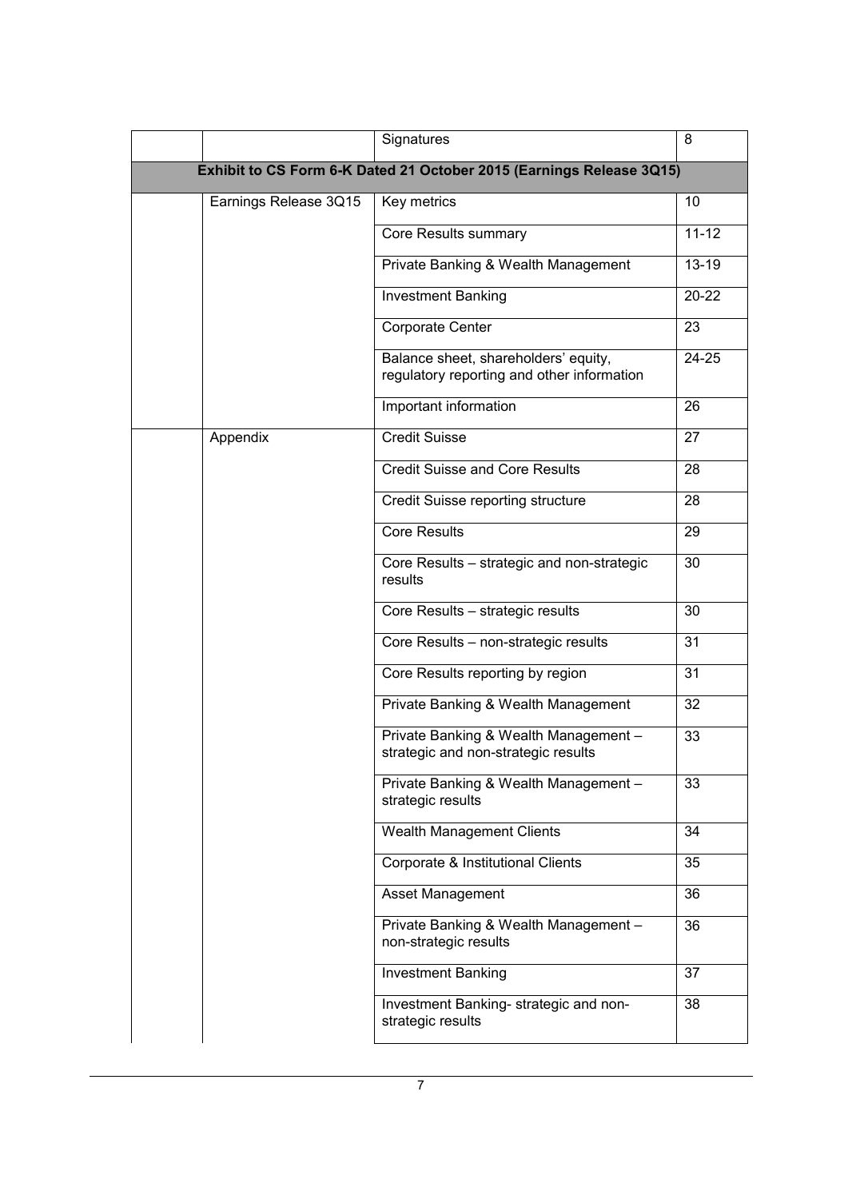| | | | |
|---|---|---|---|
| | | Signatures | 8 |
| **Exhibit to CS Form 6-K Dated 21 October 2015 (Earnings Release 3Q15)** | | | |
| | Earnings Release 3Q15 | Key metrics | 10 |
| | | Core Results summary | 11-12 |
| | | Private Banking & Wealth Management | 13-19 |
| | | Investment Banking | 20-22 |
| | | Corporate Center | 23 |
| | | Balance sheet, shareholders' equity, regulatory reporting and other information | 24-25 |
| | | Important information | 26 |
| | Appendix | Credit Suisse | 27 |
| | | Credit Suisse and Core Results | 28 |
| | | Credit Suisse reporting structure | 28 |
| | | Core Results | 29 |
| | | Core Results – strategic and non-strategic results | 30 |
| | | Core Results – strategic results | 30 |
| | | Core Results – non-strategic results | 31 |
| | | Core Results reporting by region | 31 |
| | | Private Banking & Wealth Management | 32 |
| | | Private Banking & Wealth Management – strategic and non-strategic results | 33 |
| | | Private Banking & Wealth Management – strategic results | 33 |
| | | Wealth Management Clients | 34 |
| | | Corporate & Institutional Clients | 35 |
| | | Asset Management | 36 |
| | | Private Banking & Wealth Management – non-strategic results | 36 |
| | | Investment Banking | 37 |
| | | Investment Banking- strategic and non-strategic results | 38 |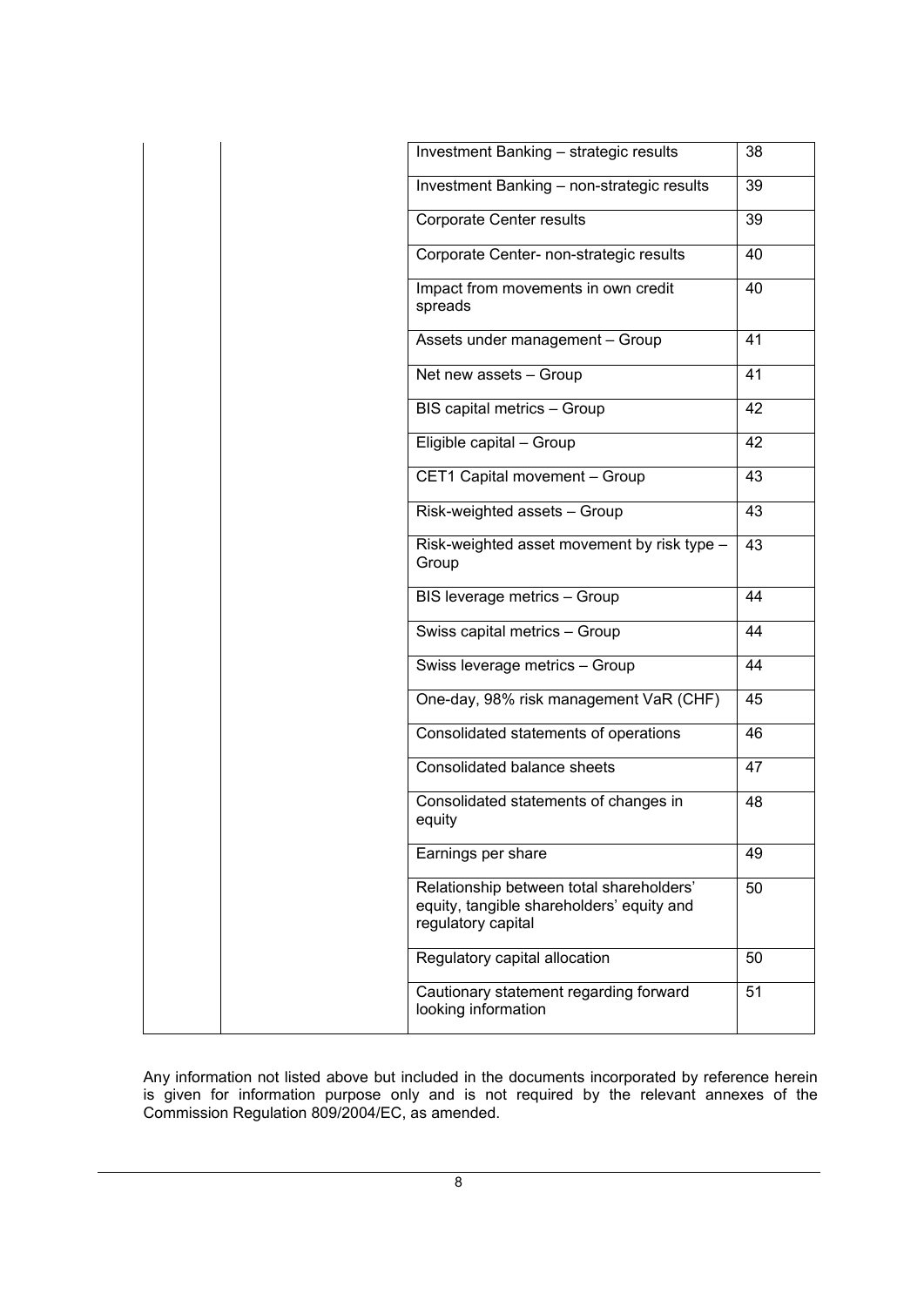| | | | |
|---|---|---|---|
| | | Investment Banking – strategic results | 38 |
| | | Investment Banking – non-strategic results | 39 |
| | | Corporate Center results | 39 |
| | | Corporate Center- non-strategic results | 40 |
| | | Impact from movements in own credit spreads | 40 |
| | | Assets under management – Group | 41 |
| | | Net new assets – Group | 41 |
| | | BIS capital metrics – Group | 42 |
| | | Eligible capital – Group | 42 |
| | | CET1 Capital movement – Group | 43 |
| | | Risk-weighted assets – Group | 43 |
| | | Risk-weighted asset movement by risk type – Group | 43 |
| | | BIS leverage metrics – Group | 44 |
| | | Swiss capital metrics – Group | 44 |
| | | Swiss leverage metrics – Group | 44 |
| | | One-day, 98% risk management VaR (CHF) | 45 |
| | | Consolidated statements of operations | 46 |
| | | Consolidated balance sheets | 47 |
| | | Consolidated statements of changes in equity | 48 |
| | | Earnings per share | 49 |
| | | Relationship between total shareholders' equity, tangible shareholders' equity and regulatory capital | 50 |
| | | Regulatory capital allocation | 50 |
| | | Cautionary statement regarding forward looking information | 51 |

Any information not listed above but included in the documents incorporated by reference herein is given for information purpose only and is not required by the relevant annexes of the Commission Regulation 809/2004/EC, as amended.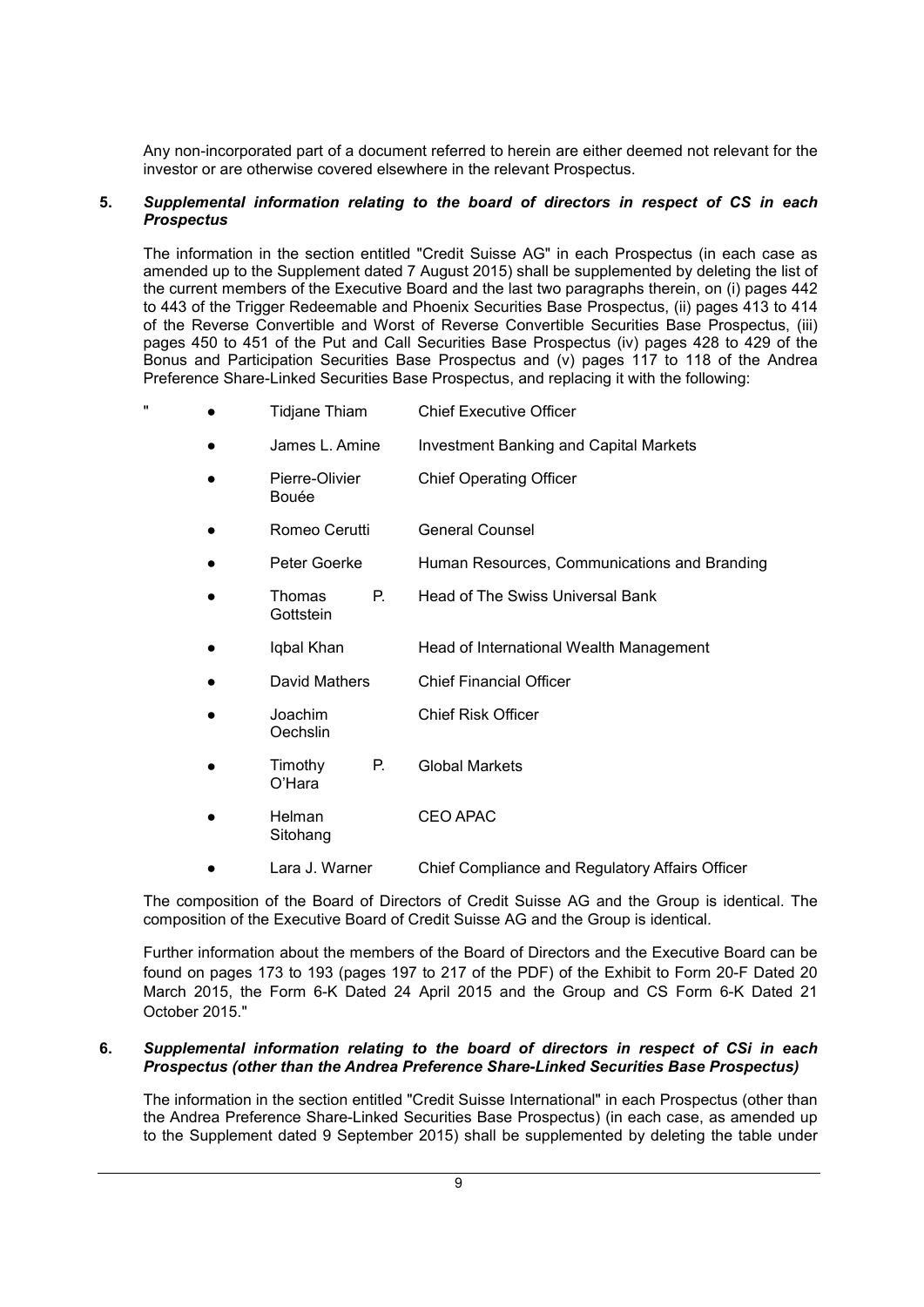Any non-incorporated part of a document referred to herein are either deemed not relevant for the investor or are otherwise covered elsewhere in the relevant Prospectus.

## 5. *Supplemental information relating to the board of directors in respect of CS in each Prospectus*

The information in the section entitled "Credit Suisse AG" in each Prospectus (in each case as amended up to the Supplement dated 7 August 2015) shall be supplemented by deleting the list of the current members of the Executive Board and the last two paragraphs therein, on (i) pages 442 to 443 of the Trigger Redeemable and Phoenix Securities Base Prospectus, (ii) pages 413 to 414 of the Reverse Convertible and Worst of Reverse Convertible Securities Base Prospectus, (iii) pages 450 to 451 of the Put and Call Securities Base Prospectus (iv) pages 428 to 429 of the Bonus and Participation Securities Base Prospectus and (v) pages 117 to 118 of the Andrea Preference Share-Linked Securities Base Prospectus, and replacing it with the following:

"

- Tidjane Thiam — Chief Executive Officer
- James L. Amine — Investment Banking and Capital Markets
- Pierre-Olivier Bouée — Chief Operating Officer
- Romeo Cerutti — General Counsel
- Peter Goerke — Human Resources, Communications and Branding
- Thomas P. Gottstein — Head of The Swiss Universal Bank
- Iqbal Khan — Head of International Wealth Management
- David Mathers — Chief Financial Officer
- Joachim Oechslin — Chief Risk Officer
- Timothy P. O'Hara — Global Markets
- Helman Sitohang — CEO APAC
- Lara J. Warner — Chief Compliance and Regulatory Affairs Officer

The composition of the Board of Directors of Credit Suisse AG and the Group is identical. The composition of the Executive Board of Credit Suisse AG and the Group is identical.

Further information about the members of the Board of Directors and the Executive Board can be found on pages 173 to 193 (pages 197 to 217 of the PDF) of the Exhibit to Form 20-F Dated 20 March 2015, the Form 6-K Dated 24 April 2015 and the Group and CS Form 6-K Dated 21 October 2015."

## 6. *Supplemental information relating to the board of directors in respect of CSi in each Prospectus (other than the Andrea Preference Share-Linked Securities Base Prospectus)*

The information in the section entitled "Credit Suisse International" in each Prospectus (other than the Andrea Preference Share-Linked Securities Base Prospectus) (in each case, as amended up to the Supplement dated 9 September 2015) shall be supplemented by deleting the table under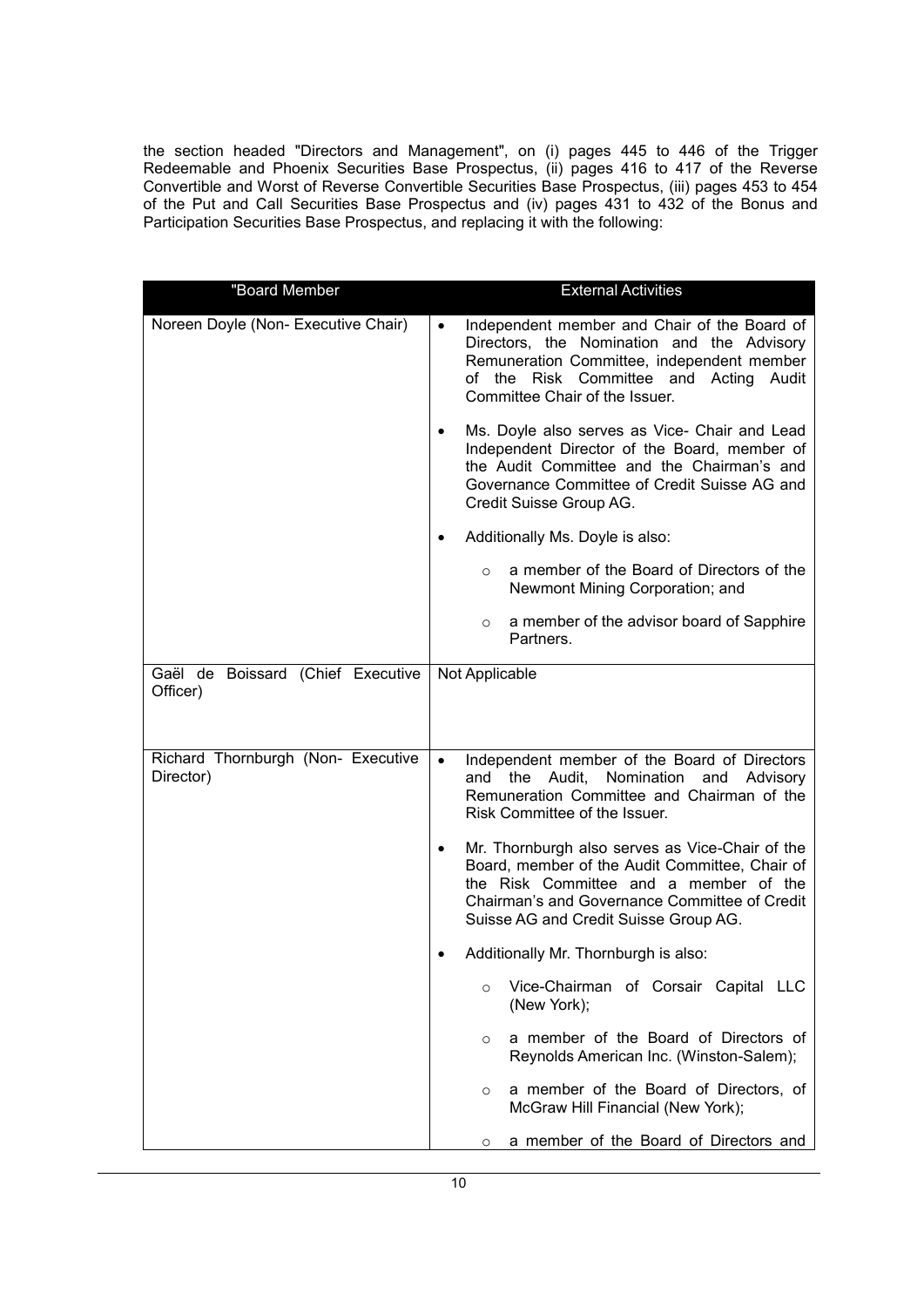the section headed "Directors and Management", on (i) pages 445 to 446 of the Trigger Redeemable and Phoenix Securities Base Prospectus, (ii) pages 416 to 417 of the Reverse Convertible and Worst of Reverse Convertible Securities Base Prospectus, (iii) pages 453 to 454 of the Put and Call Securities Base Prospectus and (iv) pages 431 to 432 of the Bonus and Participation Securities Base Prospectus, and replacing it with the following:

| "Board Member | External Activities |
| --- | --- |
| Noreen Doyle (Non- Executive Chair) | • Independent member and Chair of the Board of Directors, the Nomination and the Advisory Remuneration Committee, independent member of the Risk Committee and Acting Audit Committee Chair of the Issuer.<br><br>• Ms. Doyle also serves as Vice- Chair and Lead Independent Director of the Board, member of the Audit Committee and the Chairman's and Governance Committee of Credit Suisse AG and Credit Suisse Group AG.<br><br>• Additionally Ms. Doyle is also:<br>  ○ a member of the Board of Directors of the Newmont Mining Corporation; and<br>  ○ a member of the advisor board of Sapphire Partners. |
| Gaël de Boissard (Chief Executive Officer) | Not Applicable |
| Richard Thornburgh (Non- Executive Director) | • Independent member of the Board of Directors and the Audit, Nomination and Advisory Remuneration Committee and Chairman of the Risk Committee of the Issuer.<br><br>• Mr. Thornburgh also serves as Vice-Chair of the Board, member of the Audit Committee, Chair of the Risk Committee and a member of the Chairman's and Governance Committee of Credit Suisse AG and Credit Suisse Group AG.<br><br>• Additionally Mr. Thornburgh is also:<br>  ○ Vice-Chairman of Corsair Capital LLC (New York);<br>  ○ a member of the Board of Directors of Reynolds American Inc. (Winston-Salem);<br>  ○ a member of the Board of Directors, of McGraw Hill Financial (New York);<br>  ○ a member of the Board of Directors and |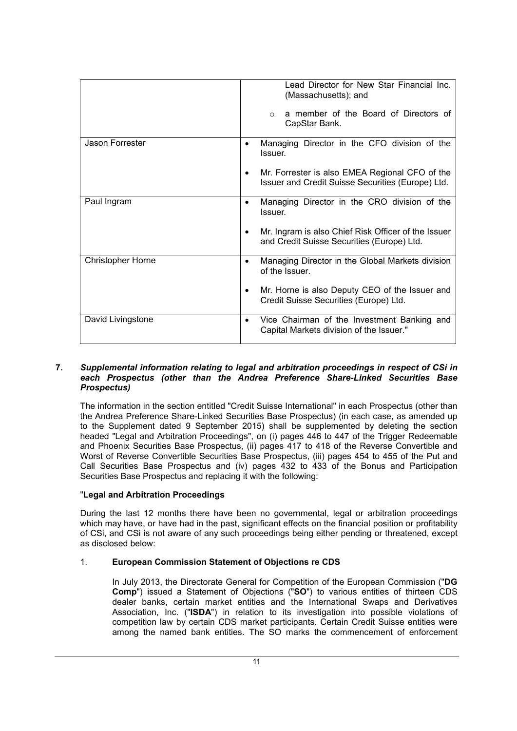| | |
|---|---|
| | Lead Director for New Star Financial Inc. (Massachusetts); and<br><br>○ a member of the Board of Directors of CapStar Bank. |
| Jason Forrester | • Managing Director in the CFO division of the Issuer.<br><br>• Mr. Forrester is also EMEA Regional CFO of the Issuer and Credit Suisse Securities (Europe) Ltd. |
| Paul Ingram | • Managing Director in the CRO division of the Issuer.<br><br>• Mr. Ingram is also Chief Risk Officer of the Issuer and Credit Suisse Securities (Europe) Ltd. |
| Christopher Horne | • Managing Director in the Global Markets division of the Issuer.<br><br>• Mr. Horne is also Deputy CEO of the Issuer and Credit Suisse Securities (Europe) Ltd. |
| David Livingstone | • Vice Chairman of the Investment Banking and Capital Markets division of the Issuer." |

**7. *Supplemental information relating to legal and arbitration proceedings in respect of CSi in each Prospectus (other than the Andrea Preference Share-Linked Securities Base Prospectus)***

The information in the section entitled "Credit Suisse International" in each Prospectus (other than the Andrea Preference Share-Linked Securities Base Prospectus) (in each case, as amended up to the Supplement dated 9 September 2015) shall be supplemented by deleting the section headed "Legal and Arbitration Proceedings", on (i) pages 446 to 447 of the Trigger Redeemable and Phoenix Securities Base Prospectus, (ii) pages 417 to 418 of the Reverse Convertible and Worst of Reverse Convertible Securities Base Prospectus, (iii) pages 454 to 455 of the Put and Call Securities Base Prospectus and (iv) pages 432 to 433 of the Bonus and Participation Securities Base Prospectus and replacing it with the following:

"**Legal and Arbitration Proceedings**

During the last 12 months there have been no governmental, legal or arbitration proceedings which may have, or have had in the past, significant effects on the financial position or profitability of CSi, and CSi is not aware of any such proceedings being either pending or threatened, except as disclosed below:

1. **European Commission Statement of Objections re CDS**

   In July 2013, the Directorate General for Competition of the European Commission ("**DG Comp**") issued a Statement of Objections ("**SO**") to various entities of thirteen CDS dealer banks, certain market entities and the International Swaps and Derivatives Association, Inc. ("**ISDA**") in relation to its investigation into possible violations of competition law by certain CDS market participants. Certain Credit Suisse entities were among the named bank entities. The SO marks the commencement of enforcement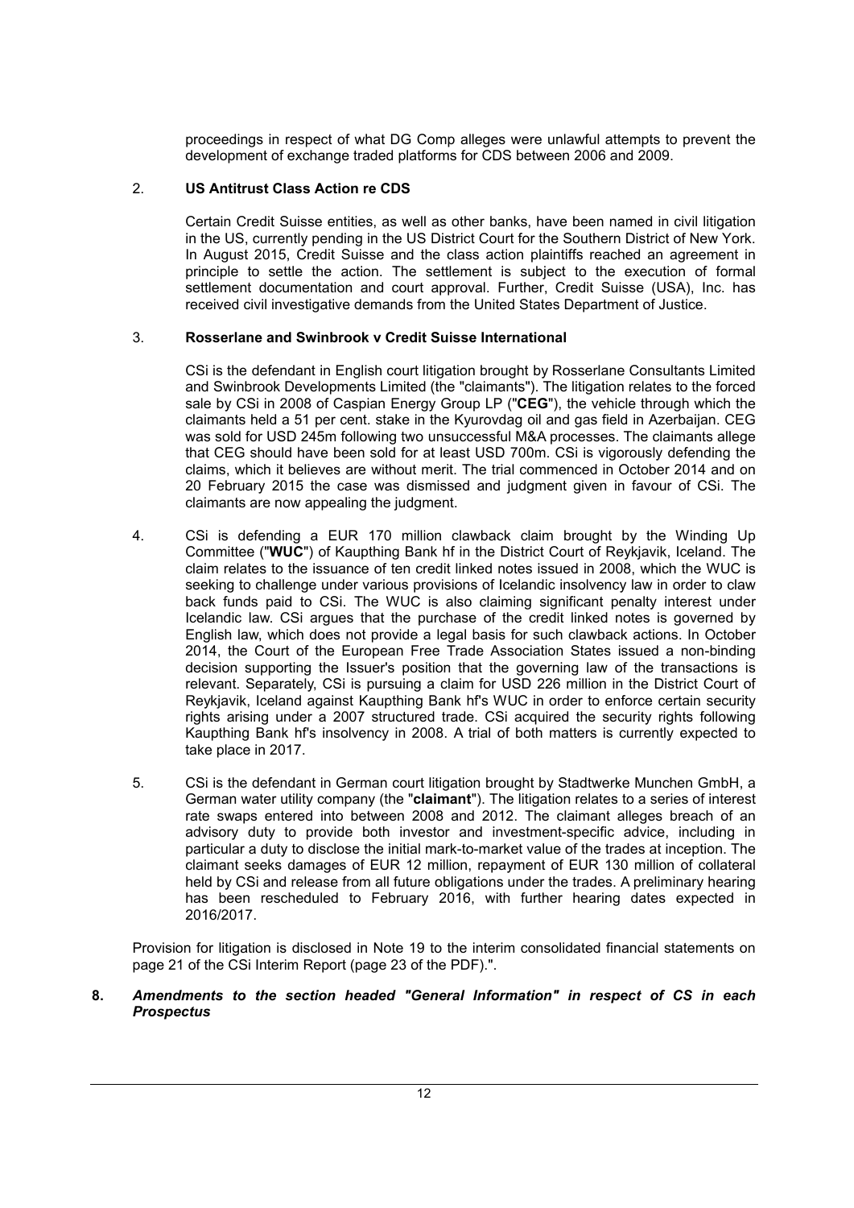proceedings in respect of what DG Comp alleges were unlawful attempts to prevent the development of exchange traded platforms for CDS between 2006 and 2009.

2. **US Antitrust Class Action re CDS**

   Certain Credit Suisse entities, as well as other banks, have been named in civil litigation in the US, currently pending in the US District Court for the Southern District of New York. In August 2015, Credit Suisse and the class action plaintiffs reached an agreement in principle to settle the action. The settlement is subject to the execution of formal settlement documentation and court approval. Further, Credit Suisse (USA), Inc. has received civil investigative demands from the United States Department of Justice.

3. **Rosserlane and Swinbrook v Credit Suisse International**

   CSi is the defendant in English court litigation brought by Rosserlane Consultants Limited and Swinbrook Developments Limited (the "claimants"). The litigation relates to the forced sale by CSi in 2008 of Caspian Energy Group LP ("**CEG**"), the vehicle through which the claimants held a 51 per cent. stake in the Kyurovdag oil and gas field in Azerbaijan. CEG was sold for USD 245m following two unsuccessful M&A processes. The claimants allege that CEG should have been sold for at least USD 700m. CSi is vigorously defending the claims, which it believes are without merit. The trial commenced in October 2014 and on 20 February 2015 the case was dismissed and judgment given in favour of CSi. The claimants are now appealing the judgment.

4. CSi is defending a EUR 170 million clawback claim brought by the Winding Up Committee ("**WUC**") of Kaupthing Bank hf in the District Court of Reykjavik, Iceland. The claim relates to the issuance of ten credit linked notes issued in 2008, which the WUC is seeking to challenge under various provisions of Icelandic insolvency law in order to claw back funds paid to CSi. The WUC is also claiming significant penalty interest under Icelandic law. CSi argues that the purchase of the credit linked notes is governed by English law, which does not provide a legal basis for such clawback actions. In October 2014, the Court of the European Free Trade Association States issued a non-binding decision supporting the Issuer's position that the governing law of the transactions is relevant. Separately, CSi is pursuing a claim for USD 226 million in the District Court of Reykjavik, Iceland against Kaupthing Bank hf's WUC in order to enforce certain security rights arising under a 2007 structured trade. CSi acquired the security rights following Kaupthing Bank hf's insolvency in 2008. A trial of both matters is currently expected to take place in 2017.

5. CSi is the defendant in German court litigation brought by Stadtwerke Munchen GmbH, a German water utility company (the "**claimant**"). The litigation relates to a series of interest rate swaps entered into between 2008 and 2012. The claimant alleges breach of an advisory duty to provide both investor and investment-specific advice, including in particular a duty to disclose the initial mark-to-market value of the trades at inception. The claimant seeks damages of EUR 12 million, repayment of EUR 130 million of collateral held by CSi and release from all future obligations under the trades. A preliminary hearing has been rescheduled to February 2016, with further hearing dates expected in 2016/2017.

Provision for litigation is disclosed in Note 19 to the interim consolidated financial statements on page 21 of the CSi Interim Report (page 23 of the PDF).".

**8.** ***Amendments to the section headed "General Information" in respect of CS in each Prospectus***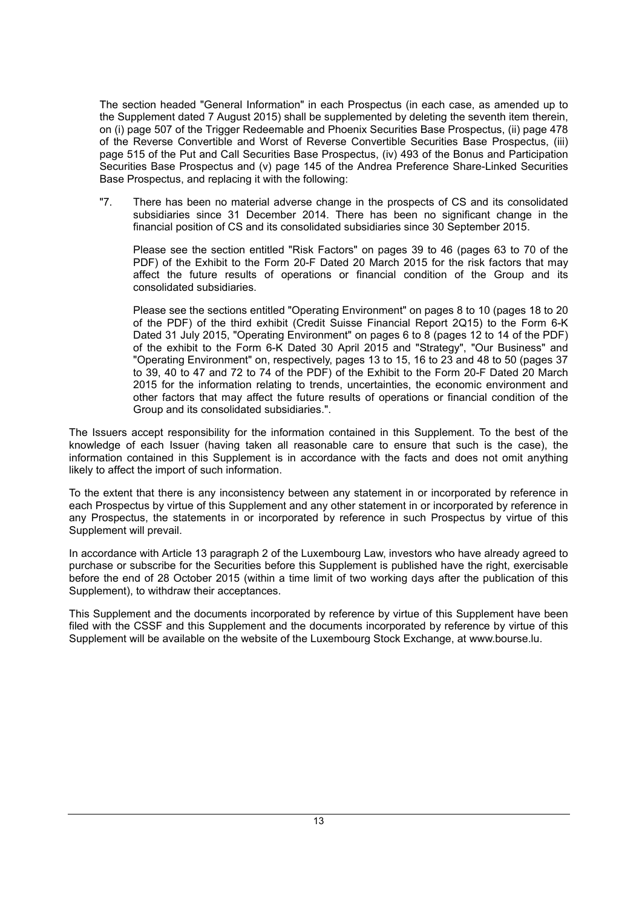The section headed "General Information" in each Prospectus (in each case, as amended up to the Supplement dated 7 August 2015) shall be supplemented by deleting the seventh item therein, on (i) page 507 of the Trigger Redeemable and Phoenix Securities Base Prospectus, (ii) page 478 of the Reverse Convertible and Worst of Reverse Convertible Securities Base Prospectus, (iii) page 515 of the Put and Call Securities Base Prospectus, (iv) 493 of the Bonus and Participation Securities Base Prospectus and (v) page 145 of the Andrea Preference Share-Linked Securities Base Prospectus, and replacing it with the following:

"7. There has been no material adverse change in the prospects of CS and its consolidated subsidiaries since 31 December 2014. There has been no significant change in the financial position of CS and its consolidated subsidiaries since 30 September 2015.

Please see the section entitled "Risk Factors" on pages 39 to 46 (pages 63 to 70 of the PDF) of the Exhibit to the Form 20-F Dated 20 March 2015 for the risk factors that may affect the future results of operations or financial condition of the Group and its consolidated subsidiaries.

Please see the sections entitled "Operating Environment" on pages 8 to 10 (pages 18 to 20 of the PDF) of the third exhibit (Credit Suisse Financial Report 2Q15) to the Form 6-K Dated 31 July 2015, "Operating Environment" on pages 6 to 8 (pages 12 to 14 of the PDF) of the exhibit to the Form 6-K Dated 30 April 2015 and "Strategy", "Our Business" and "Operating Environment" on, respectively, pages 13 to 15, 16 to 23 and 48 to 50 (pages 37 to 39, 40 to 47 and 72 to 74 of the PDF) of the Exhibit to the Form 20-F Dated 20 March 2015 for the information relating to trends, uncertainties, the economic environment and other factors that may affect the future results of operations or financial condition of the Group and its consolidated subsidiaries.".

The Issuers accept responsibility for the information contained in this Supplement. To the best of the knowledge of each Issuer (having taken all reasonable care to ensure that such is the case), the information contained in this Supplement is in accordance with the facts and does not omit anything likely to affect the import of such information.

To the extent that there is any inconsistency between any statement in or incorporated by reference in each Prospectus by virtue of this Supplement and any other statement in or incorporated by reference in any Prospectus, the statements in or incorporated by reference in such Prospectus by virtue of this Supplement will prevail.

In accordance with Article 13 paragraph 2 of the Luxembourg Law, investors who have already agreed to purchase or subscribe for the Securities before this Supplement is published have the right, exercisable before the end of 28 October 2015 (within a time limit of two working days after the publication of this Supplement), to withdraw their acceptances.

This Supplement and the documents incorporated by reference by virtue of this Supplement have been filed with the CSSF and this Supplement and the documents incorporated by reference by virtue of this Supplement will be available on the website of the Luxembourg Stock Exchange, at www.bourse.lu.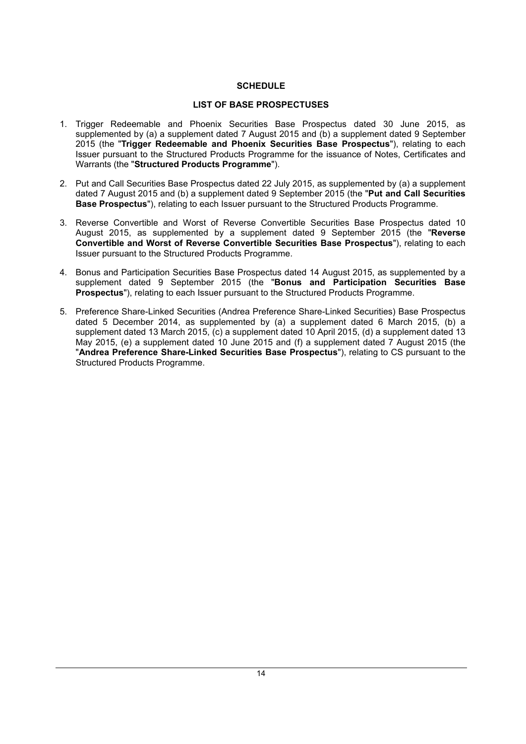**SCHEDULE**

**LIST OF BASE PROSPECTUSES**

1. Trigger Redeemable and Phoenix Securities Base Prospectus dated 30 June 2015, as supplemented by (a) a supplement dated 7 August 2015 and (b) a supplement dated 9 September 2015 (the "**Trigger Redeemable and Phoenix Securities Base Prospectus**"), relating to each Issuer pursuant to the Structured Products Programme for the issuance of Notes, Certificates and Warrants (the "**Structured Products Programme**").

2. Put and Call Securities Base Prospectus dated 22 July 2015, as supplemented by (a) a supplement dated 7 August 2015 and (b) a supplement dated 9 September 2015 (the "**Put and Call Securities Base Prospectus**"), relating to each Issuer pursuant to the Structured Products Programme.

3. Reverse Convertible and Worst of Reverse Convertible Securities Base Prospectus dated 10 August 2015, as supplemented by a supplement dated 9 September 2015 (the "**Reverse Convertible and Worst of Reverse Convertible Securities Base Prospectus**"), relating to each Issuer pursuant to the Structured Products Programme.

4. Bonus and Participation Securities Base Prospectus dated 14 August 2015, as supplemented by a supplement dated 9 September 2015 (the "**Bonus and Participation Securities Base Prospectus**"), relating to each Issuer pursuant to the Structured Products Programme.

5. Preference Share-Linked Securities (Andrea Preference Share-Linked Securities) Base Prospectus dated 5 December 2014, as supplemented by (a) a supplement dated 6 March 2015, (b) a supplement dated 13 March 2015, (c) a supplement dated 10 April 2015, (d) a supplement dated 13 May 2015, (e) a supplement dated 10 June 2015 and (f) a supplement dated 7 August 2015 (the "**Andrea Preference Share-Linked Securities Base Prospectus**"), relating to CS pursuant to the Structured Products Programme.